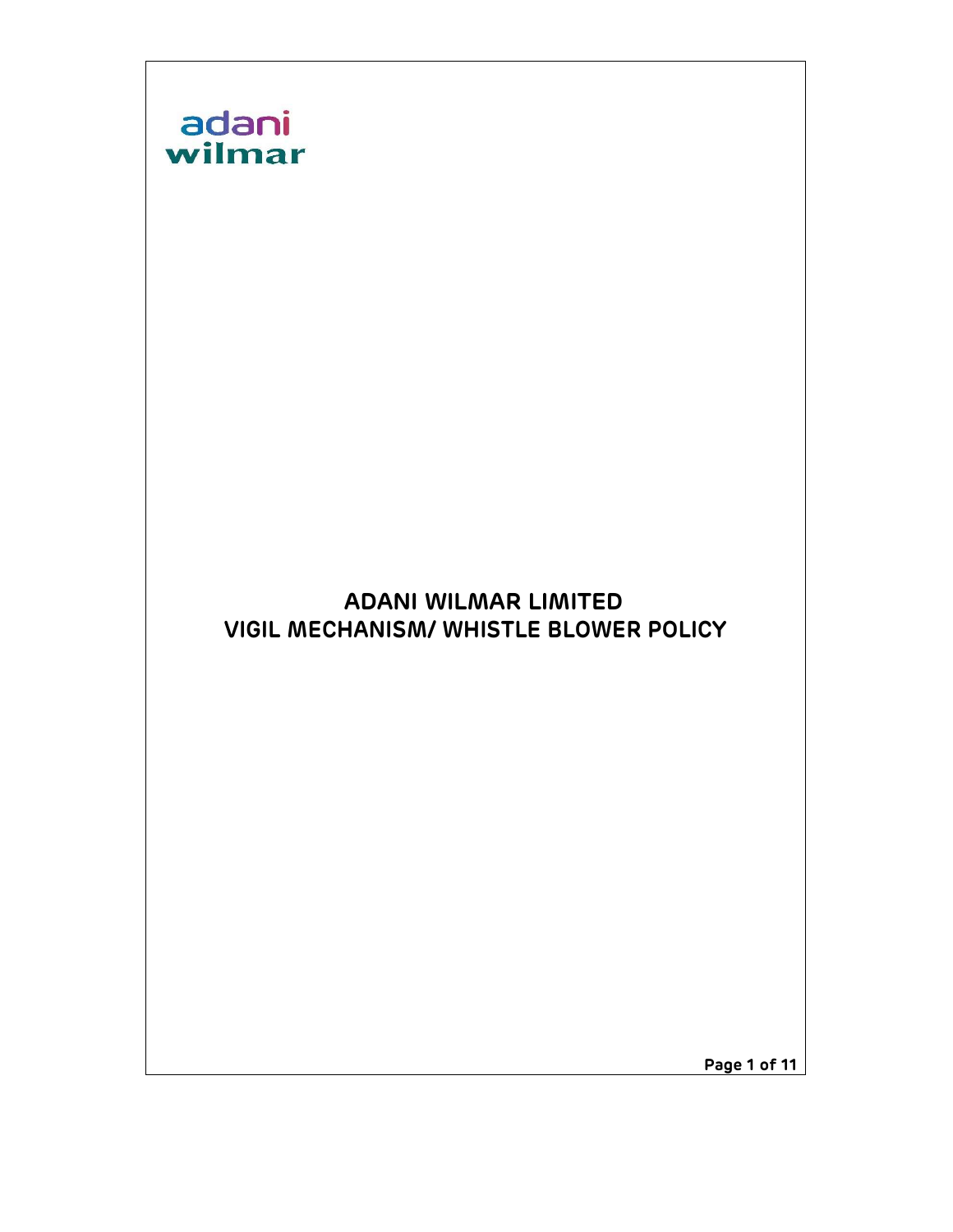adani
wilmar

# ADANI WILMAR LIMITED
# VIGIL MECHANISM/ WHISTLE BLOWER POLICY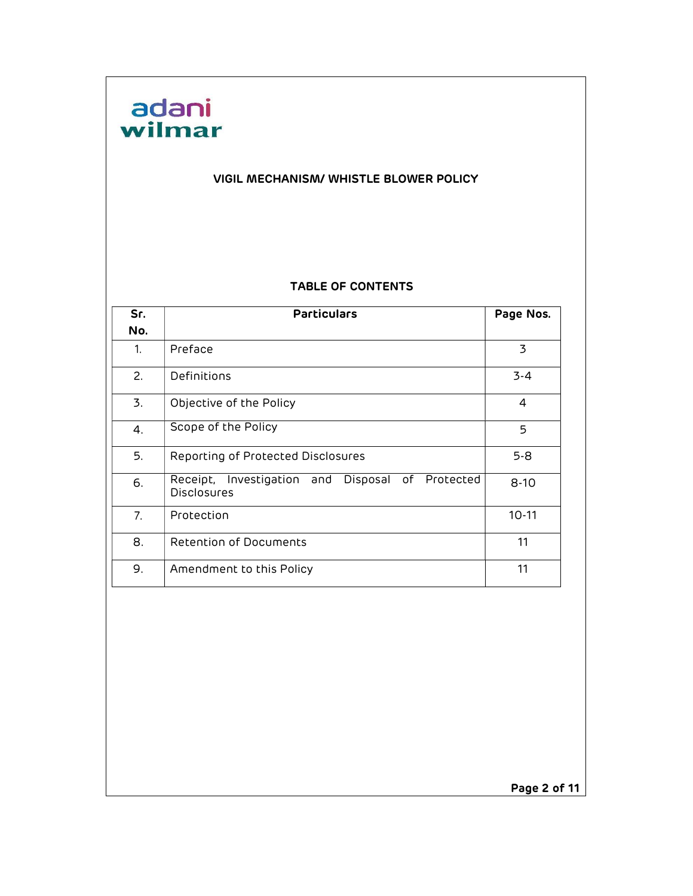adani wilmar

## VIGIL MECHANISM/ WHISTLE BLOWER POLICY

### TABLE OF CONTENTS

| Sr. No. | Particulars | Page Nos. |
|---|---|---|
| 1. | Preface | 3 |
| 2. | Definitions | 3-4 |
| 3. | Objective of the Policy | 4 |
| 4. | Scope of the Policy | 5 |
| 5. | Reporting of Protected Disclosures | 5-8 |
| 6. | Receipt, Investigation and Disposal of Protected Disclosures | 8-10 |
| 7. | Protection | 10-11 |
| 8. | Retention of Documents | 11 |
| 9. | Amendment to this Policy | 11 |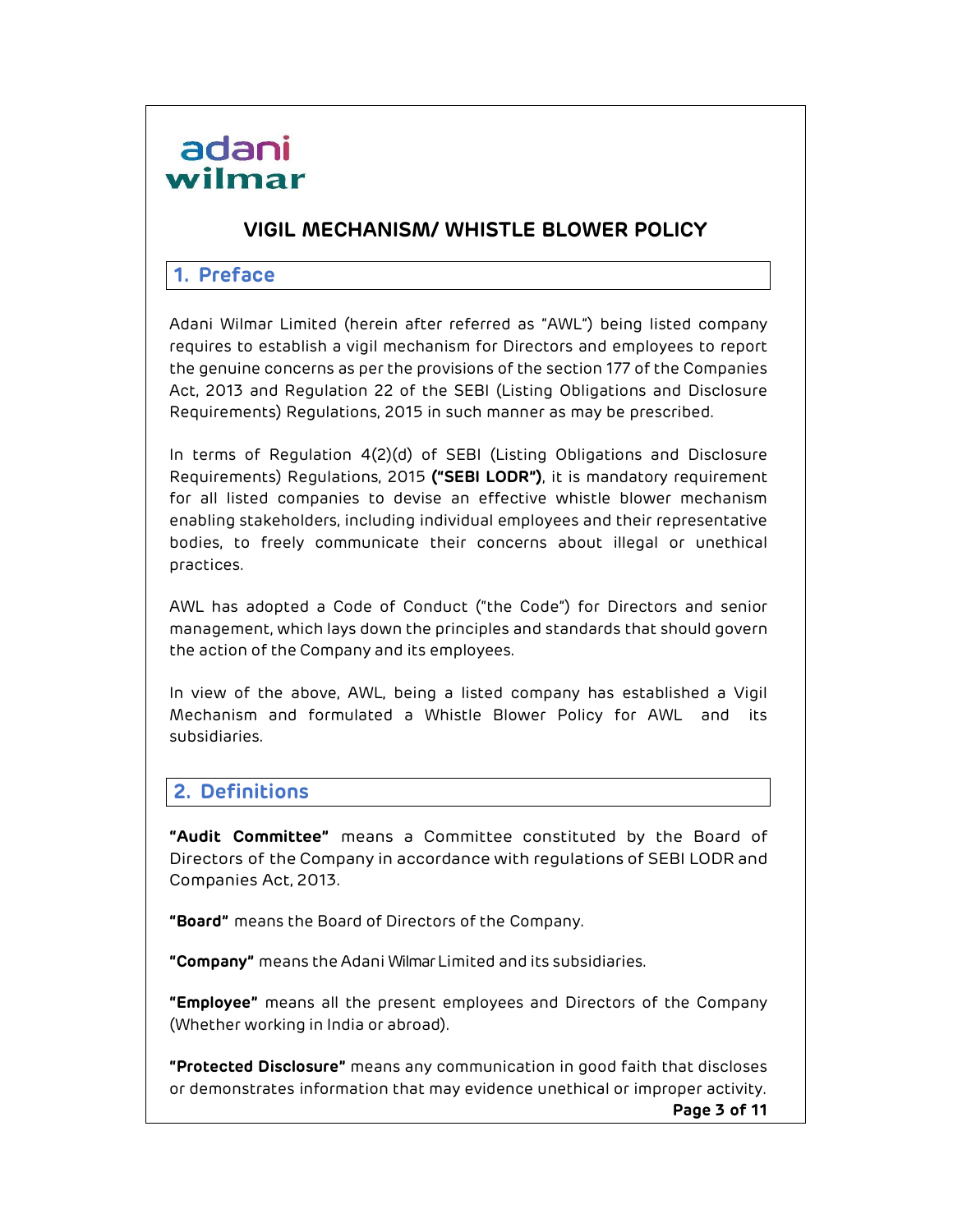adani wilmar

# VIGIL MECHANISM/ WHISTLE BLOWER POLICY

## 1. Preface

Adani Wilmar Limited (herein after referred as "AWL") being listed company requires to establish a vigil mechanism for Directors and employees to report the genuine concerns as per the provisions of the section 177 of the Companies Act, 2013 and Regulation 22 of the SEBI (Listing Obligations and Disclosure Requirements) Regulations, 2015 in such manner as may be prescribed.

In terms of Regulation 4(2)(d) of SEBI (Listing Obligations and Disclosure Requirements) Regulations, 2015 **("SEBI LODR")**, it is mandatory requirement for all listed companies to devise an effective whistle blower mechanism enabling stakeholders, including individual employees and their representative bodies, to freely communicate their concerns about illegal or unethical practices.

AWL has adopted a Code of Conduct ("the Code") for Directors and senior management, which lays down the principles and standards that should govern the action of the Company and its employees.

In view of the above, AWL, being a listed company has established a Vigil Mechanism and formulated a Whistle Blower Policy for AWL and its subsidiaries.

## 2. Definitions

**"Audit Committee"** means a Committee constituted by the Board of Directors of the Company in accordance with regulations of SEBI LODR and Companies Act, 2013.

**"Board"** means the Board of Directors of the Company.

**"Company"** means the Adani Wilmar Limited and its subsidiaries.

**"Employee"** means all the present employees and Directors of the Company (Whether working in India or abroad).

**"Protected Disclosure"** means any communication in good faith that discloses or demonstrates information that may evidence unethical or improper activity.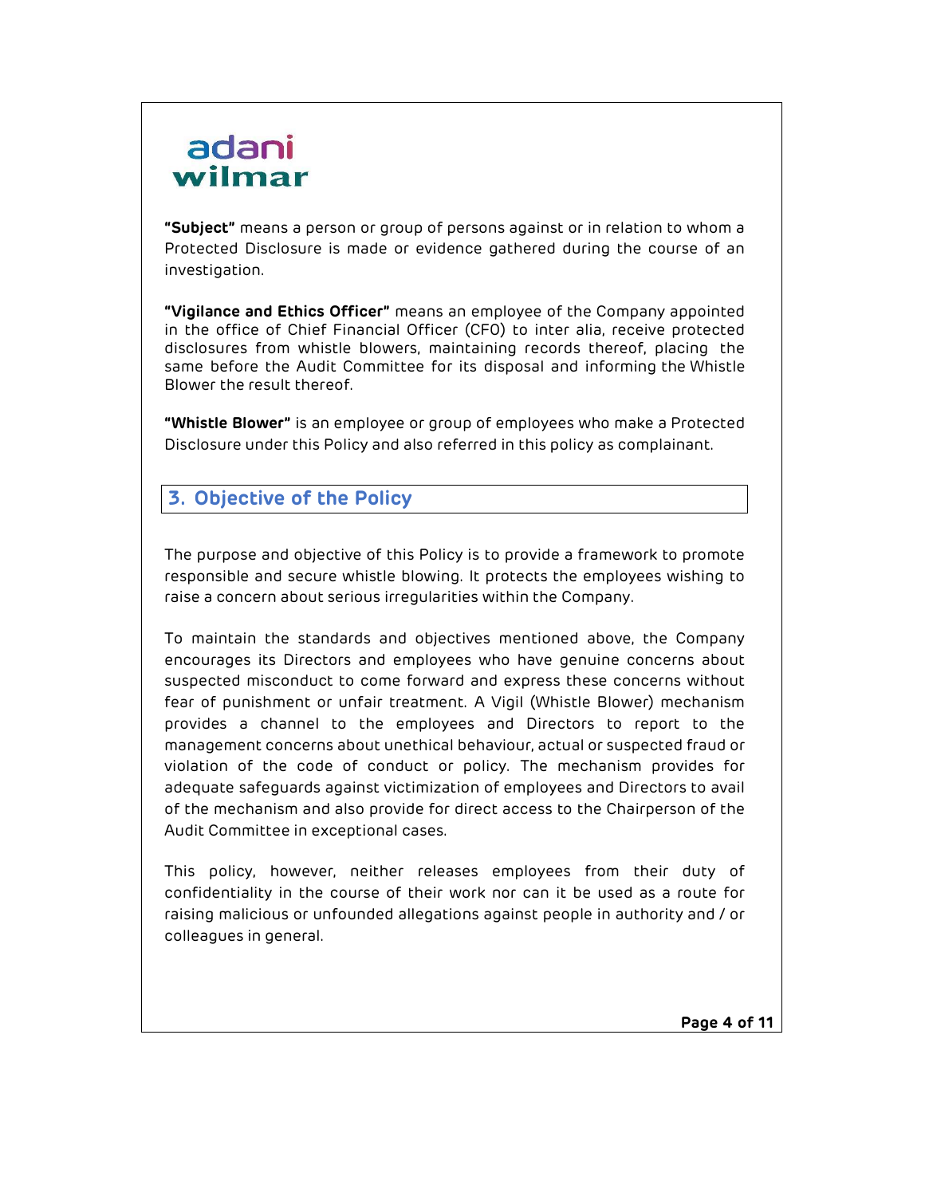**"Subject"** means a person or group of persons against or in relation to whom a Protected Disclosure is made or evidence gathered during the course of an investigation.

**"Vigilance and Ethics Officer"** means an employee of the Company appointed in the office of Chief Financial Officer (CFO) to inter alia, receive protected disclosures from whistle blowers, maintaining records thereof, placing the same before the Audit Committee for its disposal and informing the Whistle Blower the result thereof.

**"Whistle Blower"** is an employee or group of employees who make a Protected Disclosure under this Policy and also referred in this policy as complainant.

## 3. Objective of the Policy

The purpose and objective of this Policy is to provide a framework to promote responsible and secure whistle blowing. It protects the employees wishing to raise a concern about serious irregularities within the Company.

To maintain the standards and objectives mentioned above, the Company encourages its Directors and employees who have genuine concerns about suspected misconduct to come forward and express these concerns without fear of punishment or unfair treatment. A Vigil (Whistle Blower) mechanism provides a channel to the employees and Directors to report to the management concerns about unethical behaviour, actual or suspected fraud or violation of the code of conduct or policy. The mechanism provides for adequate safeguards against victimization of employees and Directors to avail of the mechanism and also provide for direct access to the Chairperson of the Audit Committee in exceptional cases.

This policy, however, neither releases employees from their duty of confidentiality in the course of their work nor can it be used as a route for raising malicious or unfounded allegations against people in authority and / or colleagues in general.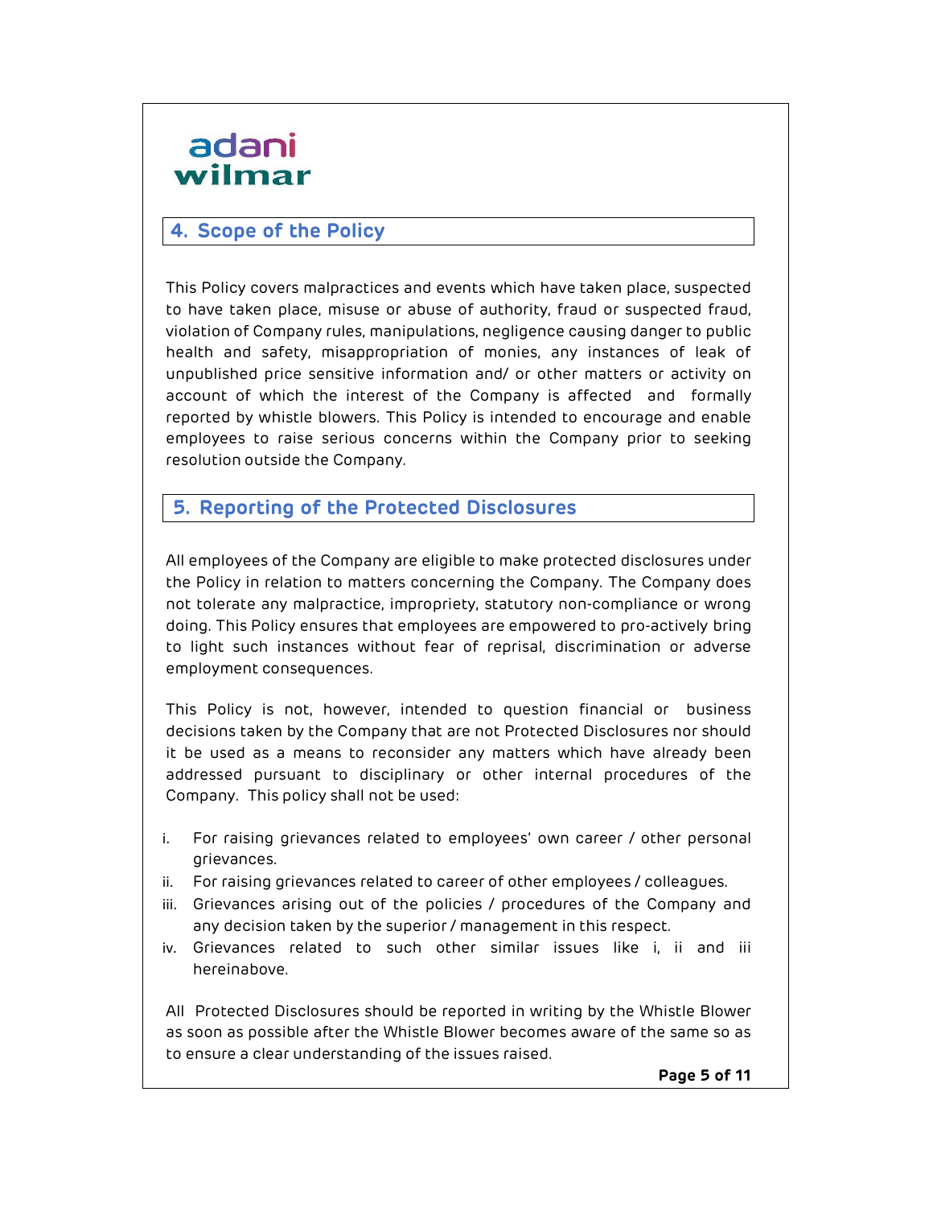## 4. Scope of the Policy

This Policy covers malpractices and events which have taken place, suspected to have taken place, misuse or abuse of authority, fraud or suspected fraud, violation of Company rules, manipulations, negligence causing danger to public health and safety, misappropriation of monies, any instances of leak of unpublished price sensitive information and/ or other matters or activity on account of which the interest of the Company is affected and formally reported by whistle blowers. This Policy is intended to encourage and enable employees to raise serious concerns within the Company prior to seeking resolution outside the Company.

## 5. Reporting of the Protected Disclosures

All employees of the Company are eligible to make protected disclosures under the Policy in relation to matters concerning the Company. The Company does not tolerate any malpractice, impropriety, statutory non-compliance or wrong doing. This Policy ensures that employees are empowered to pro-actively bring to light such instances without fear of reprisal, discrimination or adverse employment consequences.

This Policy is not, however, intended to question financial or business decisions taken by the Company that are not Protected Disclosures nor should it be used as a means to reconsider any matters which have already been addressed pursuant to disciplinary or other internal procedures of the Company. This policy shall not be used:

i. For raising grievances related to employees' own career / other personal grievances.
ii. For raising grievances related to career of other employees / colleagues.
iii. Grievances arising out of the policies / procedures of the Company and any decision taken by the superior / management in this respect.
iv. Grievances related to such other similar issues like i, ii and iii hereinabove.

All Protected Disclosures should be reported in writing by the Whistle Blower as soon as possible after the Whistle Blower becomes aware of the same so as to ensure a clear understanding of the issues raised.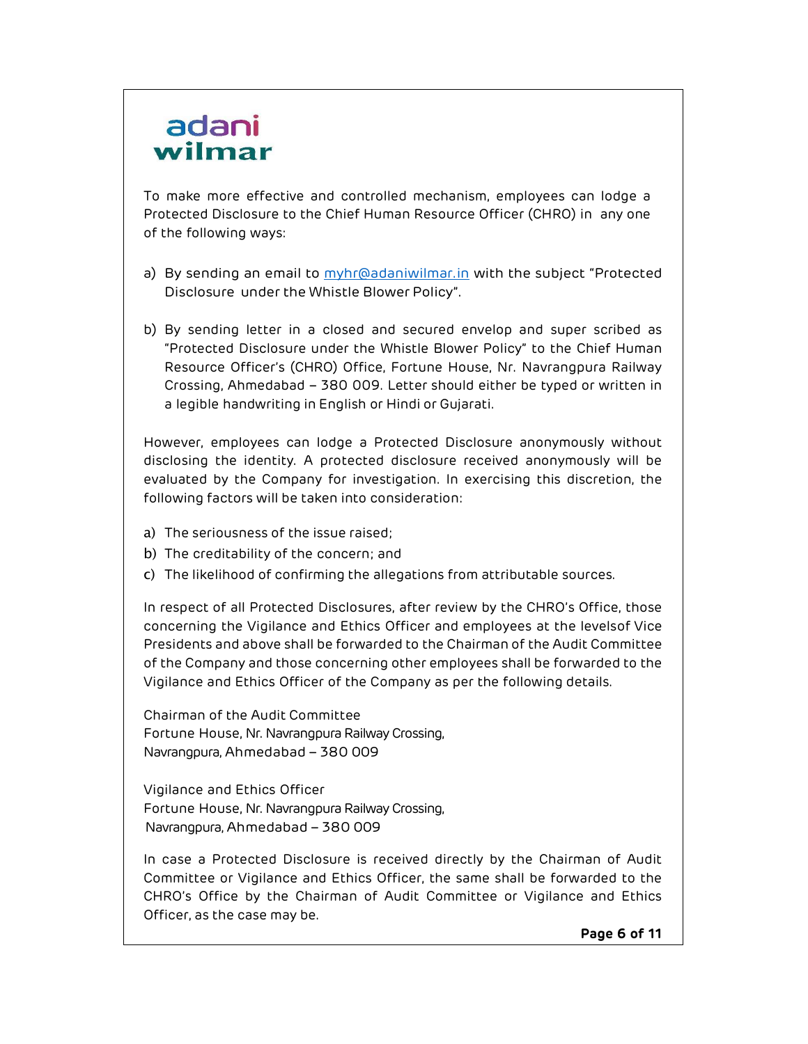To make more effective and controlled mechanism, employees can lodge a Protected Disclosure to the Chief Human Resource Officer (CHRO) in any one of the following ways:

a) By sending an email to myhr@adaniwilmar.in with the subject "Protected Disclosure under the Whistle Blower Policy".

b) By sending letter in a closed and secured envelop and super scribed as "Protected Disclosure under the Whistle Blower Policy" to the Chief Human Resource Officer's (CHRO) Office, Fortune House, Nr. Navrangpura Railway Crossing, Ahmedabad – 380 009. Letter should either be typed or written in a legible handwriting in English or Hindi or Gujarati.

However, employees can lodge a Protected Disclosure anonymously without disclosing the identity. A protected disclosure received anonymously will be evaluated by the Company for investigation. In exercising this discretion, the following factors will be taken into consideration:

a) The seriousness of the issue raised;
b) The creditability of the concern; and
c) The likelihood of confirming the allegations from attributable sources.

In respect of all Protected Disclosures, after review by the CHRO's Office, those concerning the Vigilance and Ethics Officer and employees at the levelsof Vice Presidents and above shall be forwarded to the Chairman of the Audit Committee of the Company and those concerning other employees shall be forwarded to the Vigilance and Ethics Officer of the Company as per the following details.

Chairman of the Audit Committee
Fortune House, Nr. Navrangpura Railway Crossing,
Navrangpura, Ahmedabad – 380 009

Vigilance and Ethics Officer
Fortune House, Nr. Navrangpura Railway Crossing,
Navrangpura, Ahmedabad – 380 009

In case a Protected Disclosure is received directly by the Chairman of Audit Committee or Vigilance and Ethics Officer, the same shall be forwarded to the CHRO's Office by the Chairman of Audit Committee or Vigilance and Ethics Officer, as the case may be.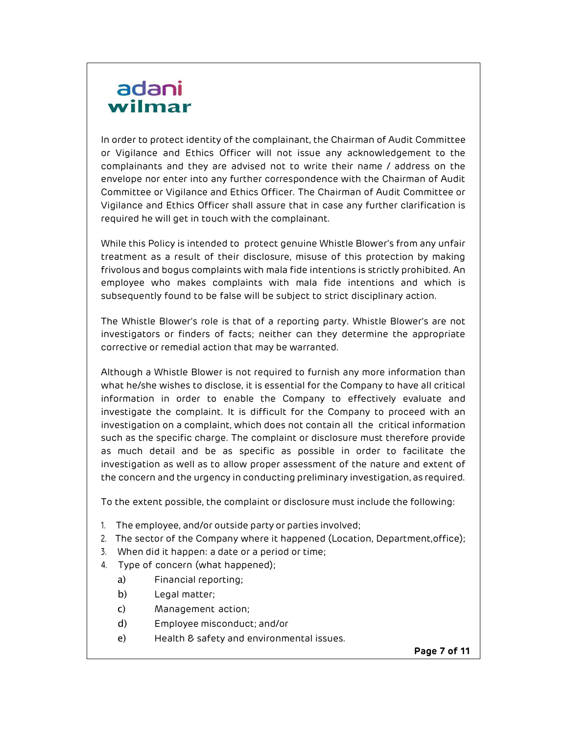In order to protect identity of the complainant, the Chairman of Audit Committee or Vigilance and Ethics Officer will not issue any acknowledgement to the complainants and they are advised not to write their name / address on the envelope nor enter into any further correspondence with the Chairman of Audit Committee or Vigilance and Ethics Officer. The Chairman of Audit Committee or Vigilance and Ethics Officer shall assure that in case any further clarification is required he will get in touch with the complainant.

While this Policy is intended to protect genuine Whistle Blower's from any unfair treatment as a result of their disclosure, misuse of this protection by making frivolous and bogus complaints with mala fide intentions is strictly prohibited. An employee who makes complaints with mala fide intentions and which is subsequently found to be false will be subject to strict disciplinary action.

The Whistle Blower's role is that of a reporting party. Whistle Blower's are not investigators or finders of facts; neither can they determine the appropriate corrective or remedial action that may be warranted.

Although a Whistle Blower is not required to furnish any more information than what he/she wishes to disclose, it is essential for the Company to have all critical information in order to enable the Company to effectively evaluate and investigate the complaint. It is difficult for the Company to proceed with an investigation on a complaint, which does not contain all the critical information such as the specific charge. The complaint or disclosure must therefore provide as much detail and be as specific as possible in order to facilitate the investigation as well as to allow proper assessment of the nature and extent of the concern and the urgency in conducting preliminary investigation, as required.

To the extent possible, the complaint or disclosure must include the following:

1. The employee, and/or outside party or parties involved;
2. The sector of the Company where it happened (Location, Department,office);
3. When did it happen: a date or a period or time;
4. Type of concern (what happened);
    a) Financial reporting;
    b) Legal matter;
    c) Management action;
    d) Employee misconduct; and/or
    e) Health & safety and environmental issues.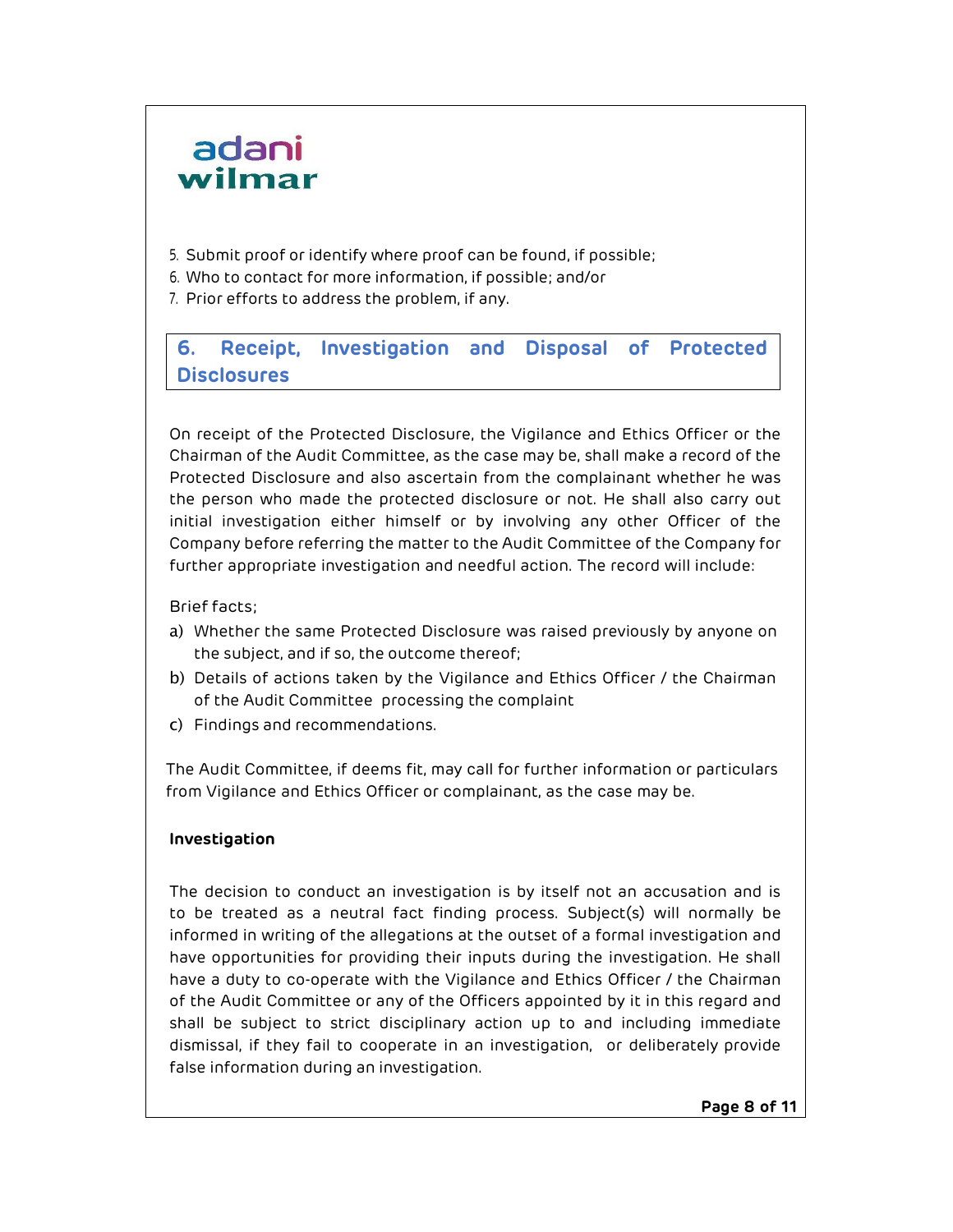5. Submit proof or identify where proof can be found, if possible;
6. Who to contact for more information, if possible; and/or
7. Prior efforts to address the problem, if any.

## 6. Receipt, Investigation and Disposal of Protected Disclosures

On receipt of the Protected Disclosure, the Vigilance and Ethics Officer or the Chairman of the Audit Committee, as the case may be, shall make a record of the Protected Disclosure and also ascertain from the complainant whether he was the person who made the protected disclosure or not. He shall also carry out initial investigation either himself or by involving any other Officer of the Company before referring the matter to the Audit Committee of the Company for further appropriate investigation and needful action. The record will include:

Brief facts;

a) Whether the same Protected Disclosure was raised previously by anyone on the subject, and if so, the outcome thereof;
b) Details of actions taken by the Vigilance and Ethics Officer / the Chairman of the Audit Committee processing the complaint
c) Findings and recommendations.

The Audit Committee, if deems fit, may call for further information or particulars from Vigilance and Ethics Officer or complainant, as the case may be.

**Investigation**

The decision to conduct an investigation is by itself not an accusation and is to be treated as a neutral fact finding process. Subject(s) will normally be informed in writing of the allegations at the outset of a formal investigation and have opportunities for providing their inputs during the investigation. He shall have a duty to co-operate with the Vigilance and Ethics Officer / the Chairman of the Audit Committee or any of the Officers appointed by it in this regard and shall be subject to strict disciplinary action up to and including immediate dismissal, if they fail to cooperate in an investigation, or deliberately provide false information during an investigation.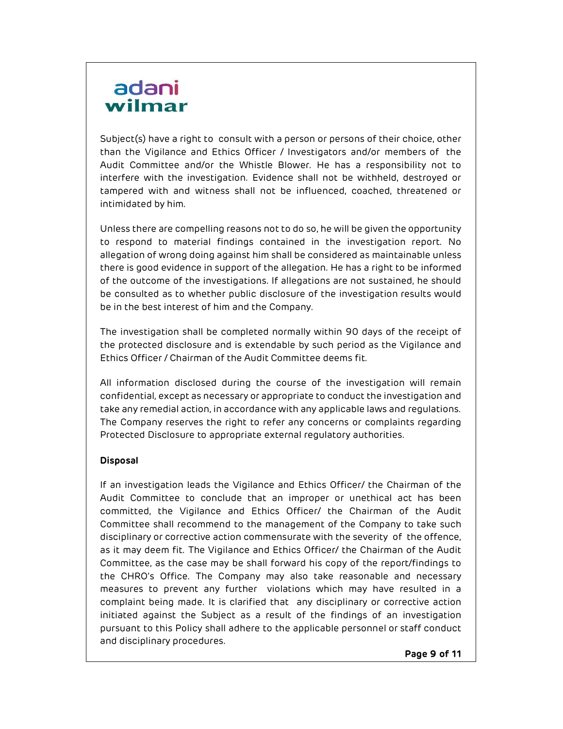Subject(s) have a right to consult with a person or persons of their choice, other than the Vigilance and Ethics Officer / Investigators and/or members of the Audit Committee and/or the Whistle Blower. He has a responsibility not to interfere with the investigation. Evidence shall not be withheld, destroyed or tampered with and witness shall not be influenced, coached, threatened or intimidated by him.

Unless there are compelling reasons not to do so, he will be given the opportunity to respond to material findings contained in the investigation report. No allegation of wrong doing against him shall be considered as maintainable unless there is good evidence in support of the allegation. He has a right to be informed of the outcome of the investigations. If allegations are not sustained, he should be consulted as to whether public disclosure of the investigation results would be in the best interest of him and the Company.

The investigation shall be completed normally within 90 days of the receipt of the protected disclosure and is extendable by such period as the Vigilance and Ethics Officer / Chairman of the Audit Committee deems fit.

All information disclosed during the course of the investigation will remain confidential, except as necessary or appropriate to conduct the investigation and take any remedial action, in accordance with any applicable laws and regulations. The Company reserves the right to refer any concerns or complaints regarding Protected Disclosure to appropriate external regulatory authorities.

**Disposal**

If an investigation leads the Vigilance and Ethics Officer/ the Chairman of the Audit Committee to conclude that an improper or unethical act has been committed, the Vigilance and Ethics Officer/ the Chairman of the Audit Committee shall recommend to the management of the Company to take such disciplinary or corrective action commensurate with the severity of the offence, as it may deem fit. The Vigilance and Ethics Officer/ the Chairman of the Audit Committee, as the case may be shall forward his copy of the report/findings to the CHRO's Office. The Company may also take reasonable and necessary measures to prevent any further violations which may have resulted in a complaint being made. It is clarified that any disciplinary or corrective action initiated against the Subject as a result of the findings of an investigation pursuant to this Policy shall adhere to the applicable personnel or staff conduct and disciplinary procedures.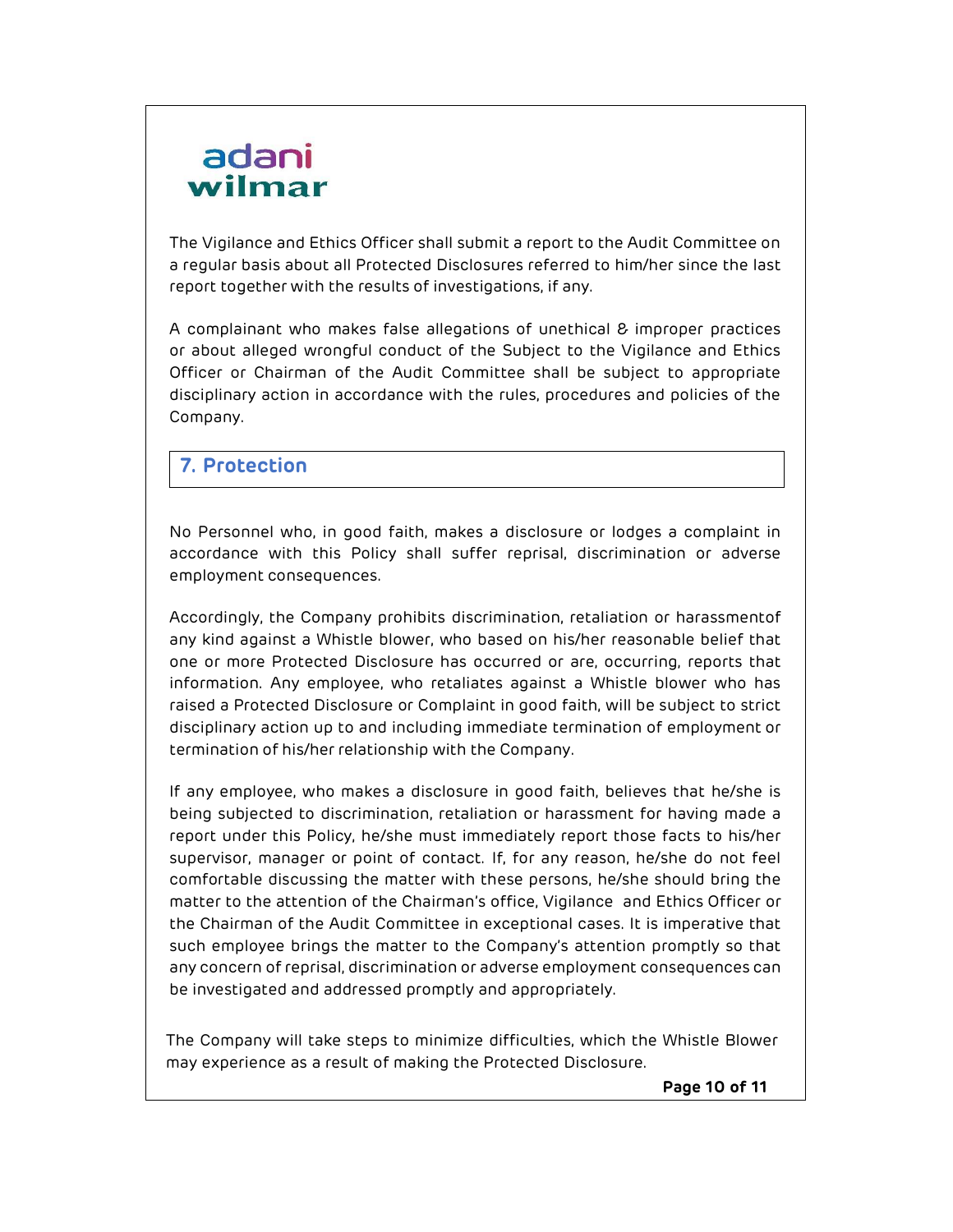The Vigilance and Ethics Officer shall submit a report to the Audit Committee on a regular basis about all Protected Disclosures referred to him/her since the last report together with the results of investigations, if any.

A complainant who makes false allegations of unethical & improper practices or about alleged wrongful conduct of the Subject to the Vigilance and Ethics Officer or Chairman of the Audit Committee shall be subject to appropriate disciplinary action in accordance with the rules, procedures and policies of the Company.

## 7. Protection

No Personnel who, in good faith, makes a disclosure or lodges a complaint in accordance with this Policy shall suffer reprisal, discrimination or adverse employment consequences.

Accordingly, the Company prohibits discrimination, retaliation or harassmentof any kind against a Whistle blower, who based on his/her reasonable belief that one or more Protected Disclosure has occurred or are, occurring, reports that information. Any employee, who retaliates against a Whistle blower who has raised a Protected Disclosure or Complaint in good faith, will be subject to strict disciplinary action up to and including immediate termination of employment or termination of his/her relationship with the Company.

If any employee, who makes a disclosure in good faith, believes that he/she is being subjected to discrimination, retaliation or harassment for having made a report under this Policy, he/she must immediately report those facts to his/her supervisor, manager or point of contact. If, for any reason, he/she do not feel comfortable discussing the matter with these persons, he/she should bring the matter to the attention of the Chairman's office, Vigilance and Ethics Officer or the Chairman of the Audit Committee in exceptional cases. It is imperative that such employee brings the matter to the Company's attention promptly so that any concern of reprisal, discrimination or adverse employment consequences can be investigated and addressed promptly and appropriately.

The Company will take steps to minimize difficulties, which the Whistle Blower may experience as a result of making the Protected Disclosure.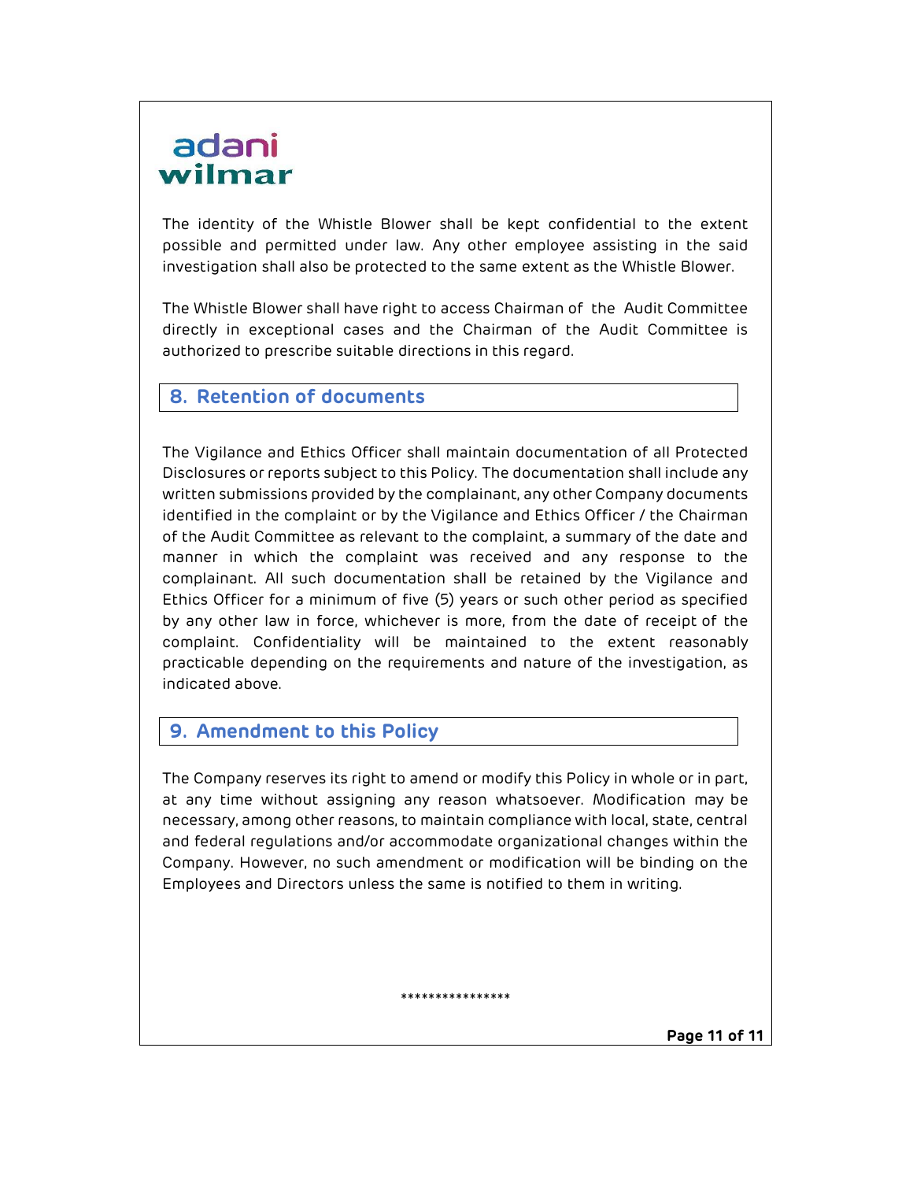The identity of the Whistle Blower shall be kept confidential to the extent possible and permitted under law. Any other employee assisting in the said investigation shall also be protected to the same extent as the Whistle Blower.

The Whistle Blower shall have right to access Chairman of the Audit Committee directly in exceptional cases and the Chairman of the Audit Committee is authorized to prescribe suitable directions in this regard.

## 8. Retention of documents

The Vigilance and Ethics Officer shall maintain documentation of all Protected Disclosures or reports subject to this Policy. The documentation shall include any written submissions provided by the complainant, any other Company documents identified in the complaint or by the Vigilance and Ethics Officer / the Chairman of the Audit Committee as relevant to the complaint, a summary of the date and manner in which the complaint was received and any response to the complainant. All such documentation shall be retained by the Vigilance and Ethics Officer for a minimum of five (5) years or such other period as specified by any other law in force, whichever is more, from the date of receipt of the complaint. Confidentiality will be maintained to the extent reasonably practicable depending on the requirements and nature of the investigation, as indicated above.

## 9. Amendment to this Policy

The Company reserves its right to amend or modify this Policy in whole or in part, at any time without assigning any reason whatsoever. Modification may be necessary, among other reasons, to maintain compliance with local, state, central and federal regulations and/or accommodate organizational changes within the Company. However, no such amendment or modification will be binding on the Employees and Directors unless the same is notified to them in writing.

****************